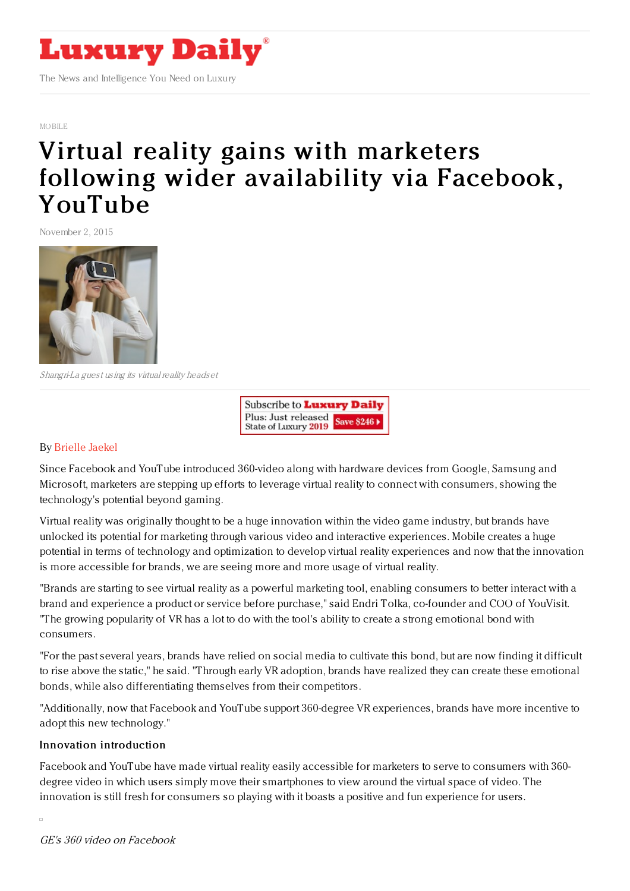MOBILE

# Virtual reality gains with marketers following wider availability via Facebook, YouTube

November 2, 2015

*Shangri-La guest using its virtual reality headset*

By Brielle Jaekel

Since Facebook and YouTube introduced 360-video along with hardware devices from Google, Samsung and Microsoft, marketers are stepping up efforts to leverage virtual reality to connect with consumers, showing the technology's potential beyond gaming.

Virtual reality was originally thought to be a huge innovation within the video game industry, but brands have unlocked its potential for marketing through various video and interactive experiences. Mobile creates a huge potential in terms of technology and optimization to develop virtual reality experiences and now that the innovation is more accessible for brands, we are seeing more and more usage of virtual reality.

"Brands are starting to see virtual reality as a powerful marketing tool, enabling consumers to better interact with a brand and experience a product or service before purchase," said Endri Tolka, co-founder and COO of YouVisit. "The growing popularity of VR has a lot to do with the tool's ability to create a strong emotional bond with consumers.

"For the past several years, brands have relied on social media to cultivate this bond, but are now finding it difficult to rise above the static," he said. "Through early VR adoption, brands have realized they can create these emotional bonds, while also differentiating themselves from their competitors.

"Additionally, now that Facebook and YouTube support 360-degree VR experiences, brands have more incentive to adopt this new technology."

### Innovation introduction

Facebook and YouTube have made virtual reality easily accessible for marketers to serve to consumers with 360-degree video in which users simply move their smartphones to view around the virtual space of video. The innovation is still fresh for consumers so playing with it boasts a positive and fun experience for users.

*GE's 360 video on Facebook*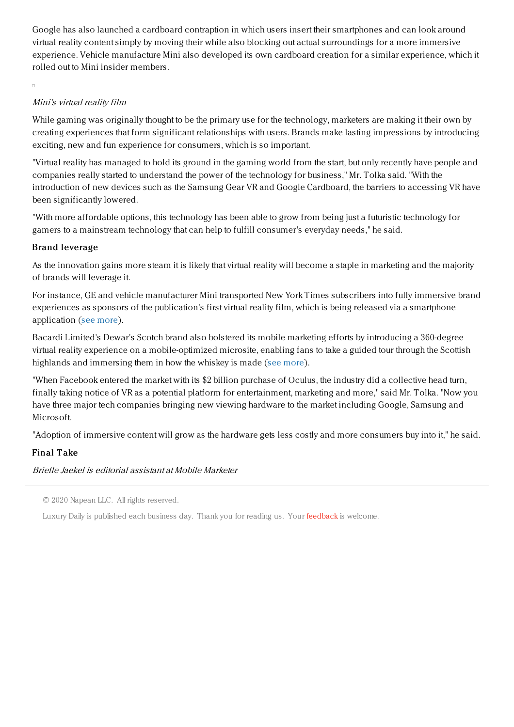Google has also launched a cardboard contraption in which users insert their smartphones and can look around virtual reality content simply by moving their while also blocking out actual surroundings for a more immersive experience. Vehicle manufacture Mini also developed its own cardboard creation for a similar experience, which it rolled out to Mini insider members.

*Mini's virtual reality film*

While gaming was originally thought to be the primary use for the technology, marketers are making it their own by creating experiences that form significant relationships with users. Brands make lasting impressions by introducing exciting, new and fun experience for consumers, which is so important.

"Virtual reality has managed to hold its ground in the gaming world from the start, but only recently have people and companies really started to understand the power of the technology for business," Mr. Tolka said. "With the introduction of new devices such as the Samsung Gear VR and Google Cardboard, the barriers to accessing VR have been significantly lowered.

"With more affordable options, this technology has been able to grow from being just a futuristic technology for gamers to a mainstream technology that can help to fulfill consumer's everyday needs," he said.

**Brand leverage**

As the innovation gains more steam it is likely that virtual reality will become a staple in marketing and the majority of brands will leverage it.

For instance, GE and vehicle manufacturer Mini transported New York Times subscribers into fully immersive brand experiences as sponsors of the publication's first virtual reality film, which is being released via a smartphone application (see more).

Bacardi Limited's Dewar's Scotch brand also bolstered its mobile marketing efforts by introducing a 360-degree virtual reality experience on a mobile-optimized microsite, enabling fans to take a guided tour through the Scottish highlands and immersing them in how the whiskey is made (see more).

"When Facebook entered the market with its $2 billion purchase of Oculus, the industry did a collective head turn, finally taking notice of VR as a potential platform for entertainment, marketing and more," said Mr. Tolka. "Now you have three major tech companies bringing new viewing hardware to the market including Google, Samsung and Microsoft.

"Adoption of immersive content will grow as the hardware gets less costly and more consumers buy into it," he said.

**Final Take**

*Brielle Jaekel is editorial assistant at Mobile Marketer*

© 2020 Napean LLC. All rights reserved.

Luxury Daily is published each business day. Thank you for reading us. Your feedback is welcome.